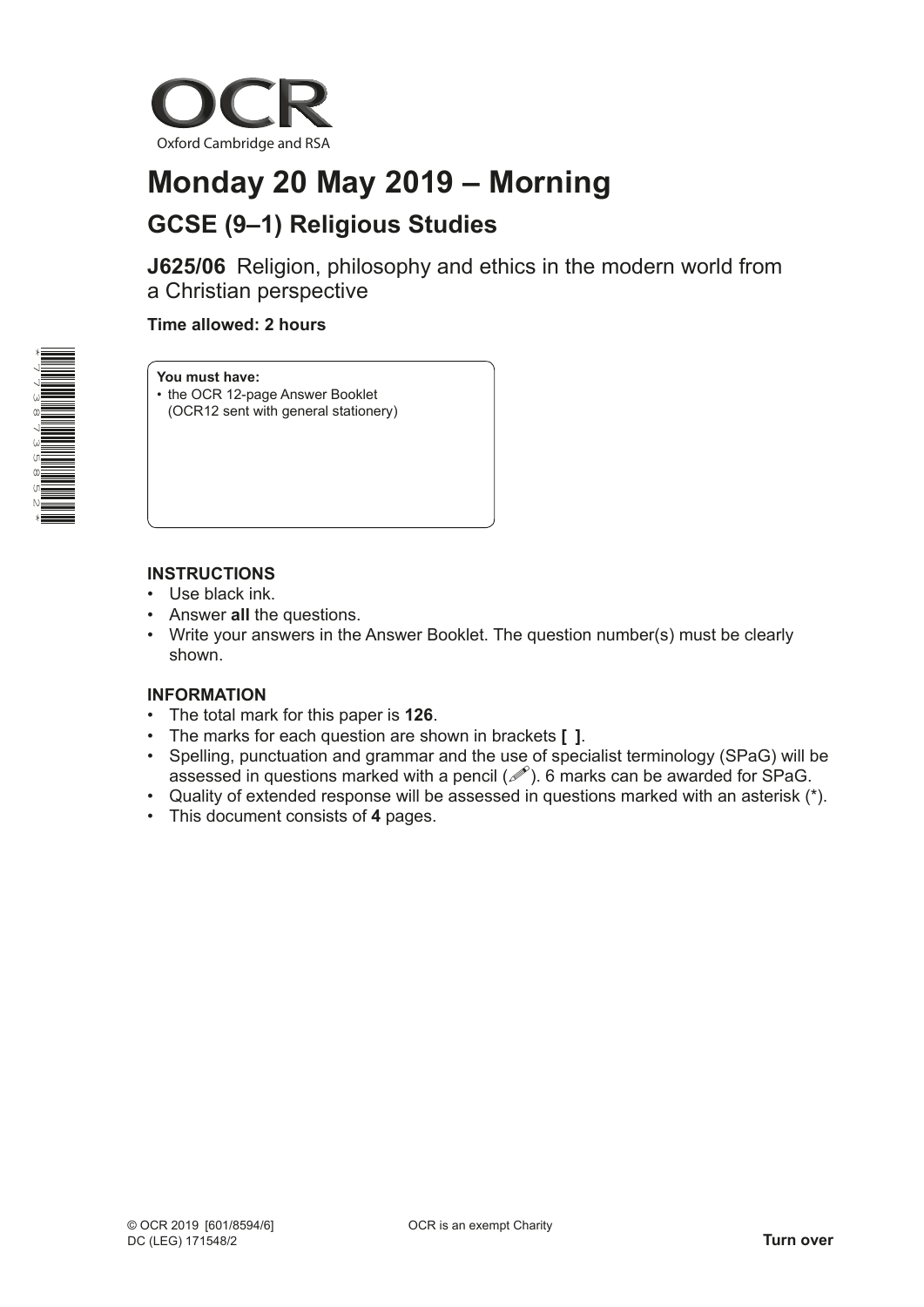OCR

Oxford Cambridge and RSA

# Monday 20 May 2019 – Morning

## GCSE (9–1) Religious Studies

**J625/06** Religion, philosophy and ethics in the modern world from a Christian perspective

**Time allowed: 2 hours**

**You must have:**
- the OCR 12-page Answer Booklet (OCR12 sent with general stationery)

**INSTRUCTIONS**
- Use black ink.
- Answer **all** the questions.
- Write your answers in the Answer Booklet. The question number(s) must be clearly shown.

**INFORMATION**
- The total mark for this paper is **126**.
- The marks for each question are shown in brackets **[ ]**.
- Spelling, punctuation and grammar and the use of specialist terminology (SPaG) will be assessed in questions marked with a pencil (✐). 6 marks can be awarded for SPaG.
- Quality of extended response will be assessed in questions marked with an asterisk (*).
- This document consists of **4** pages.

© OCR 2019 [601/8594/6]
DC (LEG) 171548/2

OCR is an exempt Charity

**Turn over**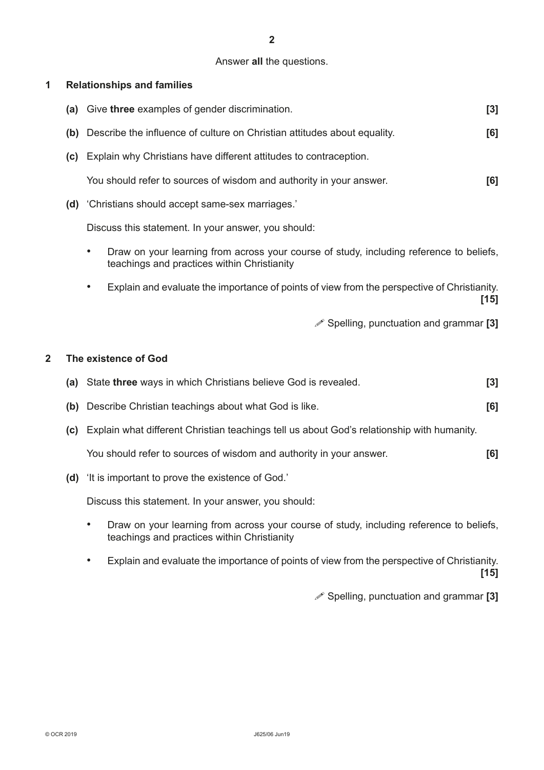Answer **all** the questions.

## 1 Relationships and families

**(a)** Give **three** examples of gender discrimination. **[3]**

**(b)** Describe the influence of culture on Christian attitudes about equality. **[6]**

**(c)** Explain why Christians have different attitudes to contraception.

You should refer to sources of wisdom and authority in your answer. **[6]**

**(d)** 'Christians should accept same-sex marriages.'

Discuss this statement. In your answer, you should:

- Draw on your learning from across your course of study, including reference to beliefs, teachings and practices within Christianity
- Explain and evaluate the importance of points of view from the perspective of Christianity. **[15]**

✎ Spelling, punctuation and grammar **[3]**

## 2 The existence of God

**(a)** State **three** ways in which Christians believe God is revealed. **[3]**

**(b)** Describe Christian teachings about what God is like. **[6]**

**(c)** Explain what different Christian teachings tell us about God's relationship with humanity.

You should refer to sources of wisdom and authority in your answer. **[6]**

**(d)** 'It is important to prove the existence of God.'

Discuss this statement. In your answer, you should:

- Draw on your learning from across your course of study, including reference to beliefs, teachings and practices within Christianity
- Explain and evaluate the importance of points of view from the perspective of Christianity. **[15]**

✎ Spelling, punctuation and grammar **[3]**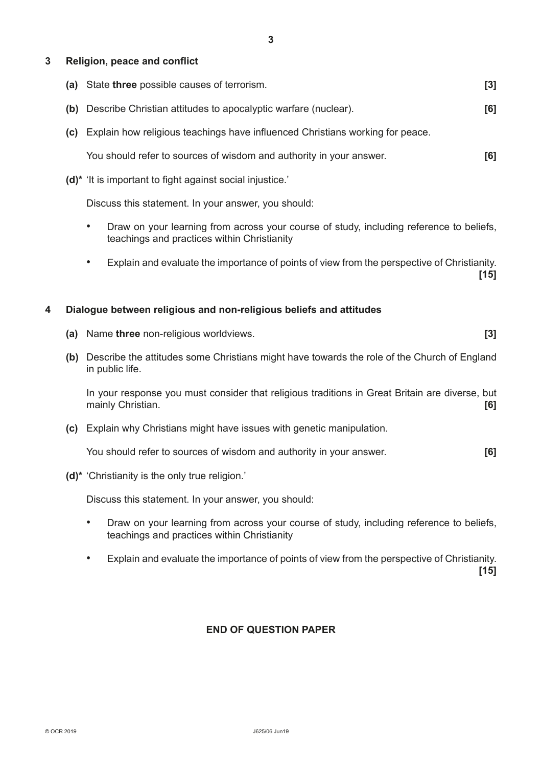## 3 Religion, peace and conflict

**(a)** State **three** possible causes of terrorism. **[3]**

**(b)** Describe Christian attitudes to apocalyptic warfare (nuclear). **[6]**

**(c)** Explain how religious teachings have influenced Christians working for peace.

You should refer to sources of wisdom and authority in your answer. **[6]**

**(d)*** 'It is important to fight against social injustice.'

Discuss this statement. In your answer, you should:

- Draw on your learning from across your course of study, including reference to beliefs, teachings and practices within Christianity
- Explain and evaluate the importance of points of view from the perspective of Christianity. **[15]**

## 4 Dialogue between religious and non-religious beliefs and attitudes

**(a)** Name **three** non-religious worldviews. **[3]**

**(b)** Describe the attitudes some Christians might have towards the role of the Church of England in public life.

In your response you must consider that religious traditions in Great Britain are diverse, but mainly Christian. **[6]**

**(c)** Explain why Christians might have issues with genetic manipulation.

You should refer to sources of wisdom and authority in your answer. **[6]**

**(d)*** 'Christianity is the only true religion.'

Discuss this statement. In your answer, you should:

- Draw on your learning from across your course of study, including reference to beliefs, teachings and practices within Christianity
- Explain and evaluate the importance of points of view from the perspective of Christianity. **[15]**

**END OF QUESTION PAPER**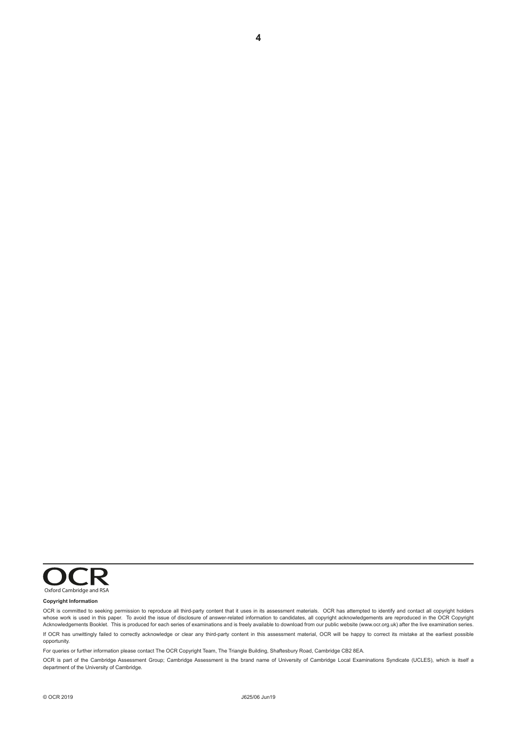OCR
Oxford Cambridge and RSA

**Copyright Information**

OCR is committed to seeking permission to reproduce all third-party content that it uses in its assessment materials. OCR has attempted to identify and contact all copyright holders whose work is used in this paper. To avoid the issue of disclosure of answer-related information to candidates, all copyright acknowledgements are reproduced in the OCR Copyright Acknowledgements Booklet. This is produced for each series of examinations and is freely available to download from our public website (www.ocr.org.uk) after the live examination series.

If OCR has unwittingly failed to correctly acknowledge or clear any third-party content in this assessment material, OCR will be happy to correct its mistake at the earliest possible opportunity.

For queries or further information please contact The OCR Copyright Team, The Triangle Building, Shaftesbury Road, Cambridge CB2 8EA.

OCR is part of the Cambridge Assessment Group; Cambridge Assessment is the brand name of University of Cambridge Local Examinations Syndicate (UCLES), which is itself a department of the University of Cambridge.